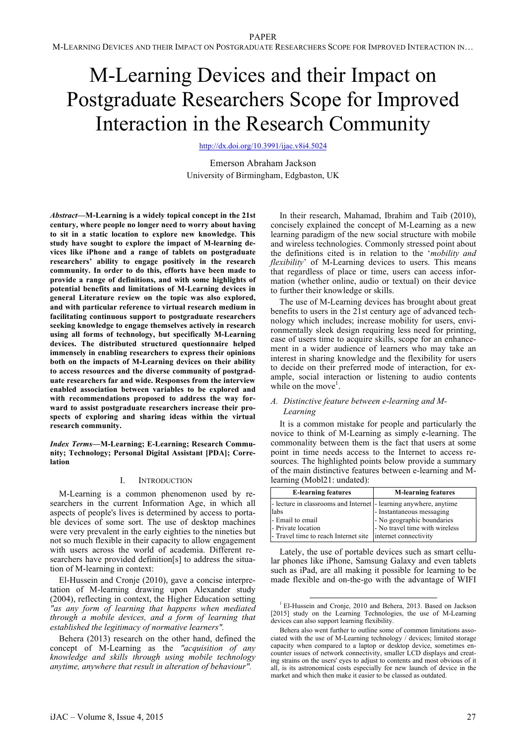# M-Learning Devices and their Impact on Postgraduate Researchers Scope for Improved Interaction in the Research Community

http://dx.doi.org/10.3991/ijac.v8i4.5024

Emerson Abraham Jackson
University of Birmingham, Edgbaston, UK

***Abstract*—M-Learning is a widely topical concept in the 21st century, where people no longer need to worry about having to sit in a static location to explore new knowledge. This study have sought to explore the impact of M-learning devices like iPhone and a range of tablets on postgraduate researchers' ability to engage positively in the research community. In order to do this, efforts have been made to provide a range of definitions, and with some highlights of potential benefits and limitations of M-Learning devices in general Literature review on the topic was also explored, and with particular reference to virtual research medium in facilitating continuous support to postgraduate researchers seeking knowledge to engage themselves actively in research using all forms of technology, but specifically M-Learning devices. The distributed structured questionnaire helped immensely in enabling researchers to express their opinions both on the impacts of M-Learning devices on their ability to access resources and the diverse community of postgraduate researchers far and wide. Responses from the interview enabled association between variables to be explored and with recommendations proposed to address the way forward to assist postgraduate researchers increase their prospects of exploring and sharing ideas within the virtual research community.**

***Index Terms*—M-Learning; E-Learning; Research Community; Technology; Personal Digital Assistant [PDA]; Correlation**

## I. Introduction

M-Learning is a common phenomenon used by researchers in the current Information Age, in which all aspects of people's lives is determined by access to portable devices of some sort. The use of desktop machines were very prevalent in the early eighties to the nineties but not so much flexible in their capacity to allow engagement with users across the world of academia. Different researchers have provided definition[s] to address the situation of M-learning in context:

El-Hussein and Cronje (2010), gave a concise interpretation of M-learning drawing upon Alexander study (2004), reflecting in context, the Higher Education setting *"as any form of learning that happens when mediated through a mobile devices, and a form of learning that established the legitimacy of normative learners".*

Behera (2013) research on the other hand, defined the concept of M-Learning as the *"acquisition of any knowledge and skills through using mobile technology anytime, anywhere that result in alteration of behaviour".*

In their research, Mahamad, Ibrahim and Taib (2010), concisely explained the concept of M-Learning as a new learning paradigm of the new social structure with mobile and wireless technologies. Commonly stressed point about the definitions cited is in relation to the '*mobility and flexibility*' of M-Learning devices to users. This means that regardless of place or time, users can access information (whether online, audio or textual) on their device to further their knowledge or skills.

The use of M-Learning devices has brought about great benefits to users in the 21st century age of advanced technology which includes; increase mobility for users, environmentally sleek design requiring less need for printing, ease of users time to acquire skills, scope for an enhancement in a wider audience of learners who may take an interest in sharing knowledge and the flexibility for users to decide on their preferred mode of interaction, for example, social interaction or listening to audio contents while on the move[1].

### *A. Distinctive feature between e-learning and M-Learning*

It is a common mistake for people and particularly the novice to think of M-Learning as simply e-learning. The commonality between them is the fact that users at some point in time needs access to the Internet to access resources. The highlighted points below provide a summary of the main distinctive features between e-learning and M-learning (Mobl21: undated):

| E-learning features | M-learning features |
|---|---|
| - lecture in classrooms and Internet labs<br>- Email to email<br>- Private location<br>- Travel time to reach Internet site | - learning anywhere, anytime<br>- Instantaneous messaging<br>- No geographic boundaries<br>- No travel time with wireless internet connectivity |

Lately, the use of portable devices such as smart cellular phones like iPhone, Samsung Galaxy and even tablets such as iPad, are all making it possible for learning to be made flexible and on-the-go with the advantage of WIFI

[1] El-Hussein and Cronje, 2010 and Behera, 2013. Based on Jackson [2015] study on the Learning Technologies, the use of M-Learning devices can also support learning flexibility.

Behera also went further to outline some of common limitations associated with the use of M-Learning technology / devices; limited storage capacity when compared to a laptop or desktop device, sometimes encounter issues of network connectivity, smaller LCD displays and creating strains on the users' eyes to adjust to contents and most obvious of it all, is its astronomical costs especially for new launch of device in the market and which then make it easier to be classed as outdated.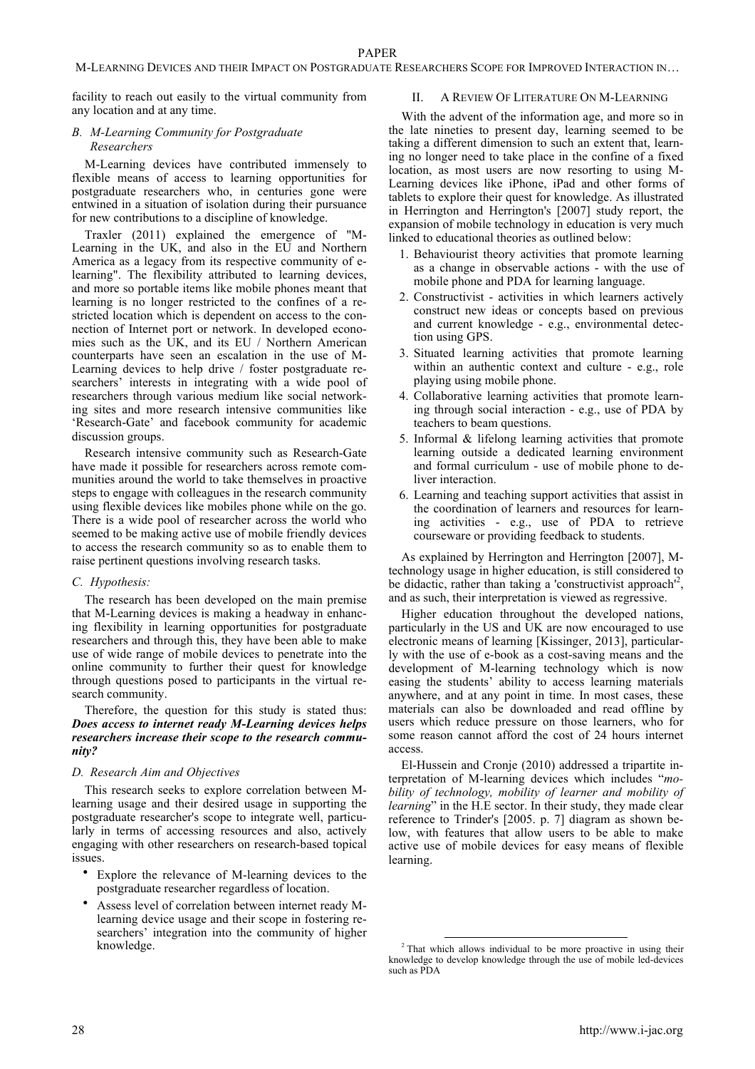facility to reach out easily to the virtual community from any location and at any time.

### B. M-Learning Community for Postgraduate Researchers

M-Learning devices have contributed immensely to flexible means of access to learning opportunities for postgraduate researchers who, in centuries gone were entwined in a situation of isolation during their pursuance for new contributions to a discipline of knowledge.

Traxler (2011) explained the emergence of "M-Learning in the UK, and also in the EU and Northern America as a legacy from its respective community of e-learning". The flexibility attributed to learning devices, and more so portable items like mobile phones meant that learning is no longer restricted to the confines of a restricted location which is dependent on access to the connection of Internet port or network. In developed economies such as the UK, and its EU / Northern American counterparts have seen an escalation in the use of M-Learning devices to help drive / foster postgraduate researchers' interests in integrating with a wide pool of researchers through various medium like social networking sites and more research intensive communities like 'Research-Gate' and facebook community for academic discussion groups.

Research intensive community such as Research-Gate have made it possible for researchers across remote communities around the world to take themselves in proactive steps to engage with colleagues in the research community using flexible devices like mobiles phone while on the go. There is a wide pool of researcher across the world who seemed to be making active use of mobile friendly devices to access the research community so as to enable them to raise pertinent questions involving research tasks.

### C. Hypothesis:

The research has been developed on the main premise that M-Learning devices is making a headway in enhancing flexibility in learning opportunities for postgraduate researchers and through this, they have been able to make use of wide range of mobile devices to penetrate into the online community to further their quest for knowledge through questions posed to participants in the virtual research community.

Therefore, the question for this study is stated thus: ***Does access to internet ready M-Learning devices helps researchers increase their scope to the research community?***

### D. Research Aim and Objectives

This research seeks to explore correlation between M-learning usage and their desired usage in supporting the postgraduate researcher's scope to integrate well, particularly in terms of accessing resources and also, actively engaging with other researchers on research-based topical issues.

- Explore the relevance of M-learning devices to the postgraduate researcher regardless of location.
- Assess level of correlation between internet ready M-learning device usage and their scope in fostering researchers' integration into the community of higher knowledge.

## II. A Review Of Literature On M-Learning

With the advent of the information age, and more so in the late nineties to present day, learning seemed to be taking a different dimension to such an extent that, learning no longer need to take place in the confine of a fixed location, as most users are now resorting to using M-Learning devices like iPhone, iPad and other forms of tablets to explore their quest for knowledge. As illustrated in Herrington and Herrington's [2007] study report, the expansion of mobile technology in education is very much linked to educational theories as outlined below:

1. Behaviourist theory activities that promote learning as a change in observable actions - with the use of mobile phone and PDA for learning language.
2. Constructivist - activities in which learners actively construct new ideas or concepts based on previous and current knowledge - e.g., environmental detection using GPS.
3. Situated learning activities that promote learning within an authentic context and culture - e.g., role playing using mobile phone.
4. Collaborative learning activities that promote learning through social interaction - e.g., use of PDA by teachers to beam questions.
5. Informal & lifelong learning activities that promote learning outside a dedicated learning environment and formal curriculum - use of mobile phone to deliver interaction.
6. Learning and teaching support activities that assist in the coordination of learners and resources for learning activities - e.g., use of PDA to retrieve courseware or providing feedback to students.

As explained by Herrington and Herrington [2007], M-technology usage in higher education, is still considered to be didactic, rather than taking a 'constructivist approach'[2], and as such, their interpretation is viewed as regressive.

Higher education throughout the developed nations, particularly in the US and UK are now encouraged to use electronic means of learning [Kissinger, 2013], particularly with the use of e-book as a cost-saving means and the development of M-learning technology which is now easing the students' ability to access learning materials anywhere, and at any point in time. In most cases, these materials can also be downloaded and read offline by users which reduce pressure on those learners, who for some reason cannot afford the cost of 24 hours internet access.

El-Hussein and Cronje (2010) addressed a tripartite interpretation of M-learning devices which includes "*mobility of technology, mobility of learner and mobility of learning*" in the H.E sector. In their study, they made clear reference to Trinder's [2005. p. 7] diagram as shown below, with features that allow users to be able to make active use of mobile devices for easy means of flexible learning.

[2] That which allows individual to be more proactive in using their knowledge to develop knowledge through the use of mobile led-devices such as PDA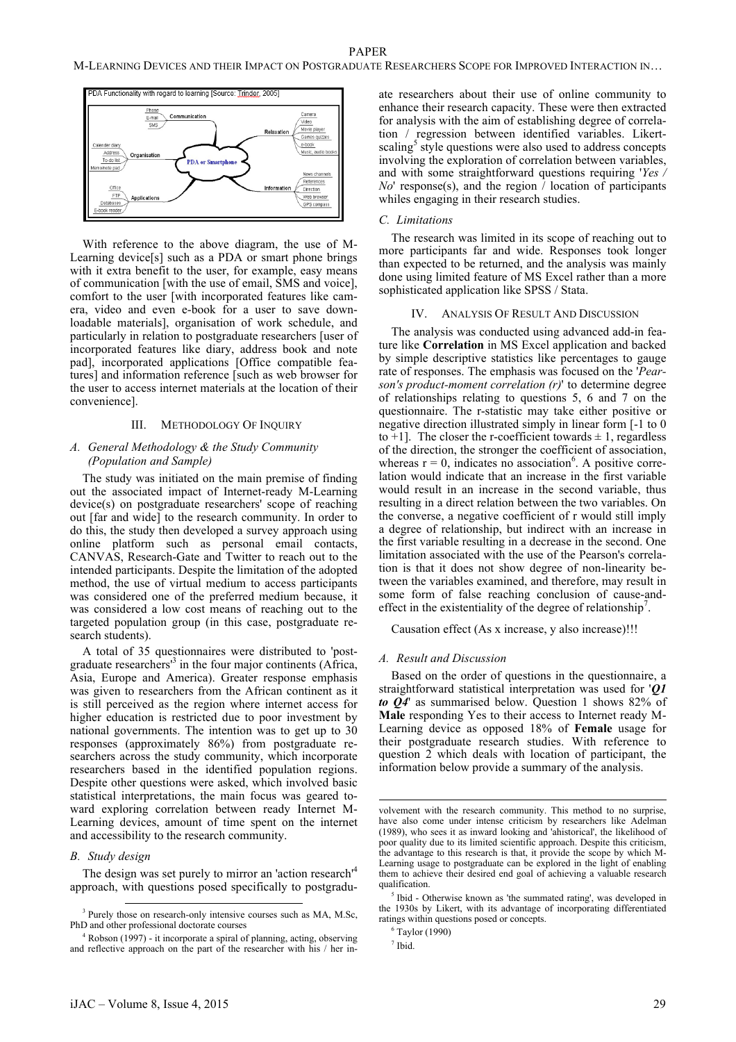PDA Functionality with regard to learning [Source: Trinder, 2005]

PDA or Smartphone

Communication
Phone
E-mail
SMS

Organisation
Calendar diary
Address
To-do list
Memo/note pad

Applications
Office
FTP
Databases
E-book reader

Relaxation
Camera
Video
Movie player
Games quizzes
e-book
Music, audio books

Information
News channels
References
Direction
Web browser
GPS compass

With reference to the above diagram, the use of M-Learning device[s] such as a PDA or smart phone brings with it extra benefit to the user, for example, easy means of communication [with the use of email, SMS and voice], comfort to the user [with incorporated features like camera, video and even e-book for a user to save downloadable materials], organisation of work schedule, and particularly in relation to postgraduate researchers [user of incorporated features like diary, address book and note pad], incorporated applications [Office compatible features] and information reference [such as web browser for the user to access internet materials at the location of their convenience].

## III. Methodology Of Inquiry

### *A. General Methodology & the Study Community (Population and Sample)*

The study was initiated on the main premise of finding out the associated impact of Internet-ready M-Learning device(s) on postgraduate researchers' scope of reaching out [far and wide] to the research community. In order to do this, the study then developed a survey approach using online platform such as personal email contacts, CANVAS, Research-Gate and Twitter to reach out to the intended participants. Despite the limitation of the adopted method, the use of virtual medium to access participants was considered one of the preferred medium because, it was considered a low cost means of reaching out to the targeted population group (in this case, postgraduate research students).

A total of 35 questionnaires were distributed to 'postgraduate researchers'[3] in the four major continents (Africa, Asia, Europe and America). Greater response emphasis was given to researchers from the African continent as it is still perceived as the region where internet access for higher education is restricted due to poor investment by national governments. The intention was to get up to 30 responses (approximately 86%) from postgraduate researchers across the study community, which incorporate researchers based in the identified population regions. Despite other questions were asked, which involved basic statistical interpretations, the main focus was geared toward exploring correlation between ready Internet M-Learning devices, amount of time spent on the internet and accessibility to the research community.

### *B. Study design*

The design was set purely to mirror an 'action research'[4] approach, with questions posed specifically to postgraduate researchers about their use of online community to enhance their research capacity. These were then extracted for analysis with the aim of establishing degree of correlation / regression between identified variables. Likert-scaling[5] style questions were also used to address concepts involving the exploration of correlation between variables, and with some straightforward questions requiring '*Yes / No*' response(s), and the region / location of participants whiles engaging in their research studies.

### *C. Limitations*

The research was limited in its scope of reaching out to more participants far and wide. Responses took longer than expected to be returned, and the analysis was mainly done using limited feature of MS Excel rather than a more sophisticated application like SPSS / Stata.

## IV. Analysis Of Result And Discussion

The analysis was conducted using advanced add-in feature like **Correlation** in MS Excel application and backed by simple descriptive statistics like percentages to gauge rate of responses. The emphasis was focused on the '*Pearson's product-moment correlation (r)*' to determine degree of relationships relating to questions 5, 6 and 7 on the questionnaire. The r-statistic may take either positive or negative direction illustrated simply in linear form [-1 to 0 to +1]. The closer the r-coefficient towards $\pm 1$, regardless of the direction, the stronger the coefficient of association, whereas $r = 0$, indicates no association[6]. A positive correlation would indicate that an increase in the first variable would result in an increase in the second variable, thus resulting in a direct relation between the two variables. On the converse, a negative coefficient of r would still imply a degree of relationship, but indirect with an increase in the first variable resulting in a decrease in the second. One limitation associated with the use of the Pearson's correlation is that it does not show degree of non-linearity between the variables examined, and therefore, may result in some form of false reaching conclusion of cause-and-effect in the existentiality of the degree of relationship[7].

Causation effect (As x increase, y also increase)!!!

### *A. Result and Discussion*

Based on the order of questions in the questionnaire, a straightforward statistical interpretation was used for '***Q1 to Q4***' as summarised below. Question 1 shows 82% of **Male** responding Yes to their access to Internet ready M-Learning device as opposed 18% of **Female** usage for their postgraduate research studies. With reference to question 2 which deals with location of participant, the information below provide a summary of the analysis.

---

[3] Purely those on research-only intensive courses such as MA, M.Sc, PhD and other professional doctorate courses

[4] Robson (1997) - it incorporate a spiral of planning, acting, observing and reflective approach on the part of the researcher with his / her involvement with the research community. This method to no surprise, have also come under intense criticism by researchers like Adelman (1989), who sees it as inward looking and 'ahistorical', the likelihood of poor quality due to its limited scientific approach. Despite this criticism, the advantage to this research is that, it provide the scope by which M-Learning usage to postgraduate can be explored in the light of enabling them to achieve their desired end goal of achieving a valuable research qualification.

[5] Ibid - Otherwise known as 'the summated rating', was developed in the 1930s by Likert, with its advantage of incorporating differentiated ratings within questions posed or concepts.

[6] Taylor (1990)

[7] Ibid.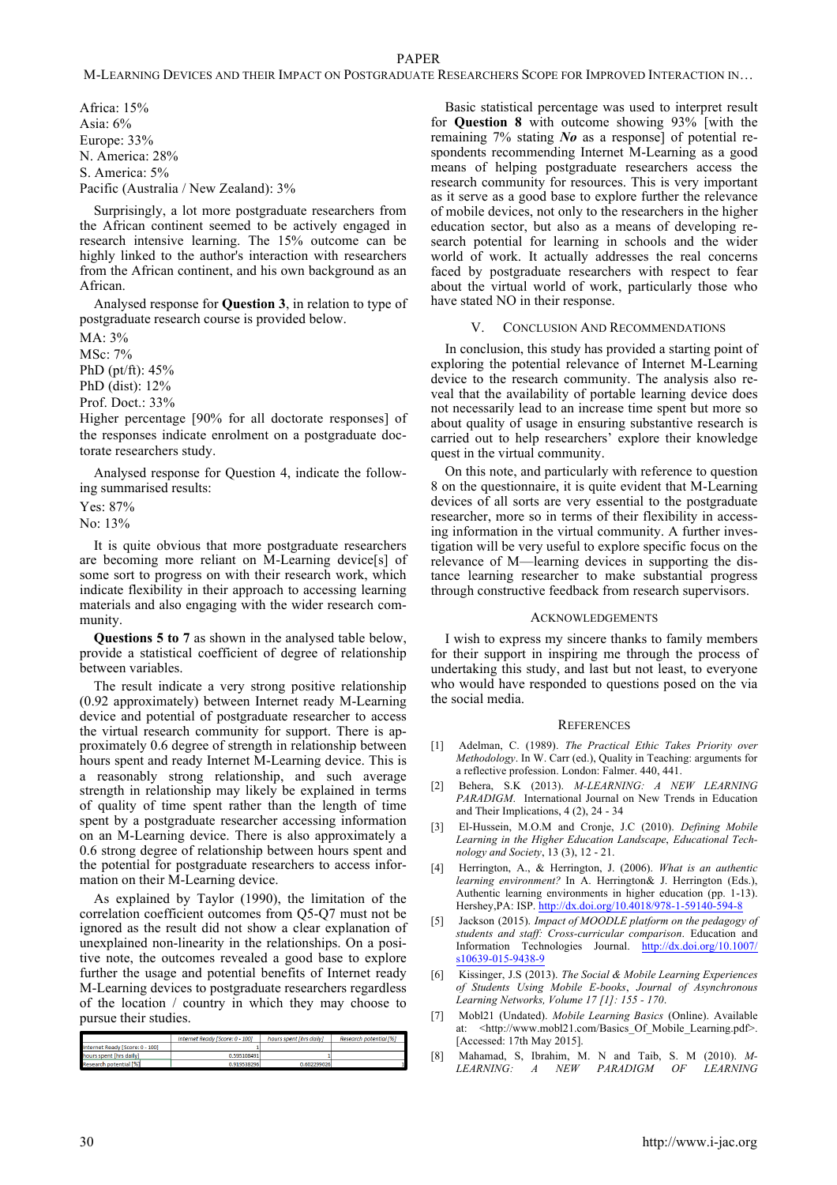Africa: 15%
Asia: 6%
Europe: 33%
N. America: 28%
S. America: 5%
Pacific (Australia / New Zealand): 3%

Surprisingly, a lot more postgraduate researchers from the African continent seemed to be actively engaged in research intensive learning. The 15% outcome can be highly linked to the author's interaction with researchers from the African continent, and his own background as an African.

Analysed response for **Question 3**, in relation to type of postgraduate research course is provided below.

MA: 3%
MSc: 7%
PhD (pt/ft): 45%
PhD (dist): 12%
Prof. Doct.: 33%

Higher percentage [90% for all doctorate responses] of the responses indicate enrolment on a postgraduate doctorate researchers study.

Analysed response for Question 4, indicate the following summarised results:

Yes: 87%
No: 13%

It is quite obvious that more postgraduate researchers are becoming more reliant on M-Learning device[s] of some sort to progress on with their research work, which indicate flexibility in their approach to accessing learning materials and also engaging with the wider research community.

**Questions 5 to 7** as shown in the analysed table below, provide a statistical coefficient of degree of relationship between variables.

The result indicate a very strong positive relationship (0.92 approximately) between Internet ready M-Learning device and potential of postgraduate researcher to access the virtual research community for support. There is approximately 0.6 degree of strength in relationship between hours spent and ready Internet M-Learning device. This is a reasonably strong relationship, and such average strength in relationship may likely be explained in terms of quality of time spent rather than the length of time spent by a postgraduate researcher accessing information on an M-Learning device. There is also approximately a 0.6 strong degree of relationship between hours spent and the potential for postgraduate researchers to access information on their M-Learning device.

As explained by Taylor (1990), the limitation of the correlation coefficient outcomes from Q5-Q7 must not be ignored as the result did not show a clear explanation of unexplained non-linearity in the relationships. On a positive note, the outcomes revealed a good base to explore further the usage and potential benefits of Internet ready M-Learning devices to postgraduate researchers regardless of the location / country in which they may choose to pursue their studies.

| | Internet Ready [Score: 0 - 100] | hours spent [hrs daily] | Research potential [%] |
|---|---|---|---|
| Internet Ready [Score: 0 - 100] | 1 | | |
| hours spent [hrs daily] | 0.595108491 | 1 | |
| Research potential [%] | 0.919538296 | 0.602299026 | 1 |

Basic statistical percentage was used to interpret result for **Question 8** with outcome showing 93% [with the remaining 7% stating ***No*** as a response] of potential respondents recommending Internet M-Learning as a good means of helping postgraduate researchers access the research community for resources. This is very important as it serve as a good base to explore further the relevance of mobile devices, not only to the researchers in the higher education sector, but also as a means of developing research potential for learning in schools and the wider world of work. It actually addresses the real concerns faced by postgraduate researchers with respect to fear about the virtual world of work, particularly those who have stated NO in their response.

## V. Conclusion and Recommendations

In conclusion, this study has provided a starting point of exploring the potential relevance of Internet M-Learning device to the research community. The analysis also reveal that the availability of portable learning device does not necessarily lead to an increase time spent but more so about quality of usage in ensuring substantive research is carried out to help researchers' explore their knowledge quest in the virtual community.

On this note, and particularly with reference to question 8 on the questionnaire, it is quite evident that M-Learning devices of all sorts are very essential to the postgraduate researcher, more so in terms of their flexibility in accessing information in the virtual community. A further investigation will be very useful to explore specific focus on the relevance of M—learning devices in supporting the distance learning researcher to make substantial progress through constructive feedback from research supervisors.

## Acknowledgements

I wish to express my sincere thanks to family members for their support in inspiring me through the process of undertaking this study, and last but not least, to everyone who would have responded to questions posed on the via the social media.

## References

[1] Adelman, C. (1989). *The Practical Ethic Takes Priority over Methodology*. In W. Carr (ed.), Quality in Teaching: arguments for a reflective profession. London: Falmer. 440, 441.

[2] Behera, S.K (2013). *M-LEARNING: A NEW LEARNING PARADIGM*. International Journal on New Trends in Education and Their Implications, 4 (2), 24 - 34

[3] El-Hussein, M.O.M and Cronje, J.C (2010). *Defining Mobile Learning in the Higher Education Landscape*, *Educational Technology and Society*, 13 (3), 12 - 21.

[4] Herrington, A., & Herrington, J. (2006). *What is an authentic learning environment?* In A. Herrington& J. Herrington (Eds.), Authentic learning environments in higher education (pp. 1-13). Hershey,PA: ISP. http://dx.doi.org/10.4018/978-1-59140-594-8

[5] Jackson (2015). *Impact of MOODLE platform on the pedagogy of students and staff: Cross-curricular comparison*. Education and Information Technologies Journal. http://dx.doi.org/10.1007/s10639-015-9438-9

[6] Kissinger, J.S (2013). *The Social & Mobile Learning Experiences of Students Using Mobile E-books*, *Journal of Asynchronous Learning Networks, Volume 17 [1]: 155 - 170*.

[7] Mobl21 (Undated). *Mobile Learning Basics* (Online). Available at: <http://www.mobl21.com/Basics_Of_Mobile_Learning.pdf>. [Accessed: 17th May 2015].

[8] Mahamad, S, Ibrahim, M. N and Taib, S. M (2010). *M-LEARNING: A NEW PARADIGM OF LEARNING*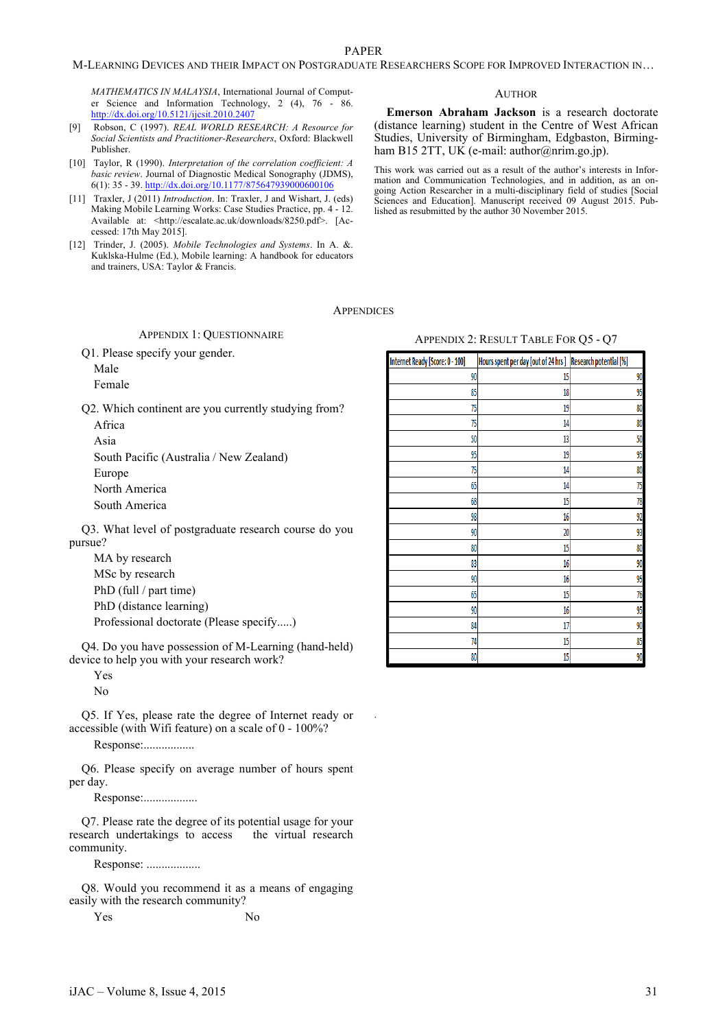*MATHEMATICS IN MALAYSIA*, International Journal of Computer Science and Information Technology, 2 (4), 76 - 86. http://dx.doi.org/10.5121/ijcsit.2010.2407

[9] Robson, C (1997). *REAL WORLD RESEARCH: A Resource for Social Scientists and Practitioner-Researchers*, Oxford: Blackwell Publisher.

[10] Taylor, R (1990). *Interpretation of the correlation coefficient: A basic review*. Journal of Diagnostic Medical Sonography (JDMS), 6(1): 35 - 39. http://dx.doi.org/10.1177/875647939000600106

[11] Traxler, J (2011) *Introduction*. In: Traxler, J and Wishart, J. (eds) Making Mobile Learning Works: Case Studies Practice, pp. 4 - 12. Available at: <http://escalate.ac.uk/downloads/8250.pdf>. [Accessed: 17th May 2015].

[12] Trinder, J. (2005). *Mobile Technologies and Systems*. In A. &. Kuklska-Hulme (Ed.), Mobile learning: A handbook for educators and trainers, USA: Taylor & Francis.

## Author

**Emerson Abraham Jackson** is a research doctorate (distance learning) student in the Centre of West African Studies, University of Birmingham, Edgbaston, Birmingham B15 2TT, UK (e-mail: author@nrim.go.jp).

This work was carried out as a result of the author's interests in Information and Communication Technologies, and in addition, as an on-going Action Researcher in a multi-disciplinary field of studies [Social Sciences and Education]. Manuscript received 09 August 2015. Published as resubmitted by the author 30 November 2015.

## Appendices

### Appendix 1: Questionnaire

Q1. Please specify your gender.

Male

Female

Q2. Which continent are you currently studying from?

Africa

Asia

South Pacific (Australia / New Zealand)

Europe

North America

South America

Q3. What level of postgraduate research course do you pursue?

MA by research

MSc by research

PhD (full / part time)

PhD (distance learning)

Professional doctorate (Please specify.....)

Q4. Do you have possession of M-Learning (hand-held) device to help you with your research work?

Yes

No

Q5. If Yes, please rate the degree of Internet ready or accessible (with Wifi feature) on a scale of 0 - 100%?

Response:.................

Q6. Please specify on average number of hours spent per day.

Response:..................

Q7. Please rate the degree of its potential usage for your research undertakings to access the virtual research community.

Response: ..................

Q8. Would you recommend it as a means of engaging easily with the research community?

Yes No

### Appendix 2: Result Table For Q5 - Q7

| Internet Ready [Score: 0 - 100] | Hours spent per day [out of 24 hrs] | Research potential [%] |
|---|---|---|
| 90 | 15 | 90 |
| 85 | 18 | 95 |
| 75 | 19 | 80 |
| 75 | 14 | 80 |
| 50 | 13 | 50 |
| 95 | 19 | 95 |
| 75 | 14 | 80 |
| 65 | 14 | 75 |
| 68 | 15 | 78 |
| 98 | 16 | 92 |
| 90 | 20 | 93 |
| 80 | 15 | 80 |
| 83 | 16 | 90 |
| 90 | 16 | 95 |
| 65 | 15 | 76 |
| 90 | 16 | 95 |
| 84 | 17 | 90 |
| 74 | 15 | 85 |
| 80 | 15 | 90 |